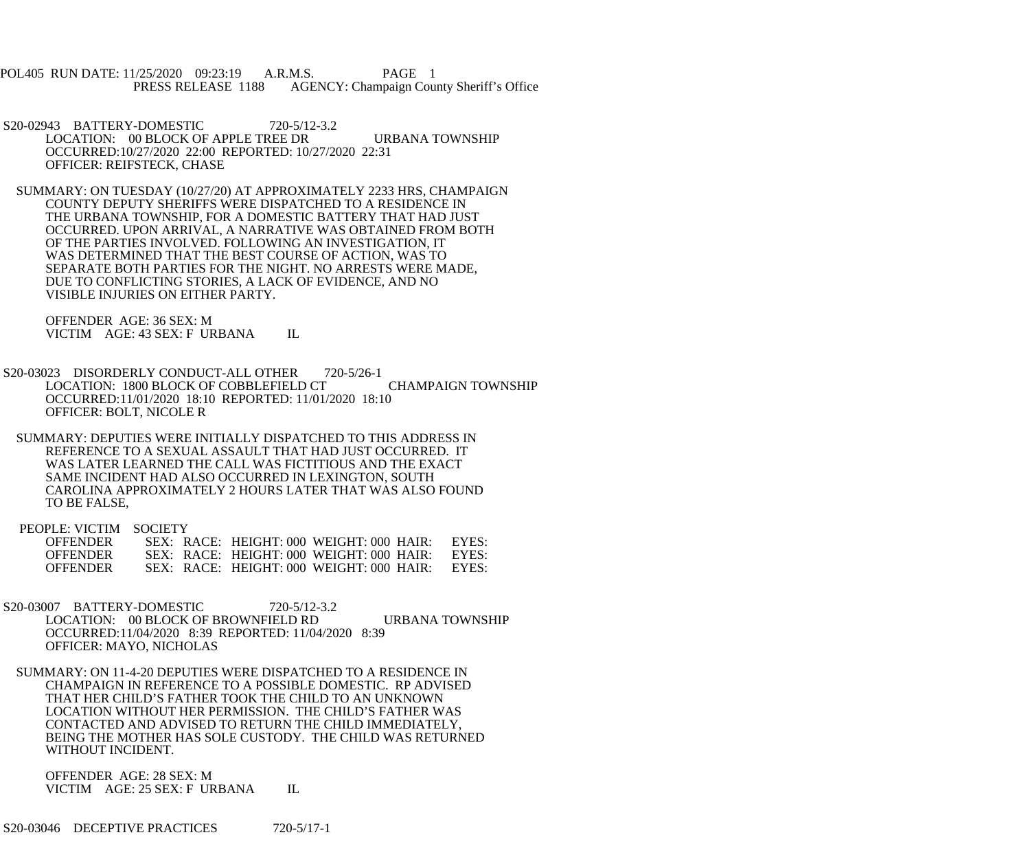POL405 RUN DATE: 11/25/2020 09:23:19 A.R.M.S. PAGE 1
PRESS RELEASE 1188 AGENCY: Champaign County Sheriff's Office

S20-02943 BATTERY-DOMESTIC 720-5/12-3.2
LOCATION: 00 BLOCK OF APPLE TREE DR URBANA TOWNSHIP
OCCURRED:10/27/2020 22:00 REPORTED: 10/27/2020 22:31
OFFICER: REIFSTECK, CHASE

SUMMARY: ON TUESDAY (10/27/20) AT APPROXIMATELY 2233 HRS, CHAMPAIGN COUNTY DEPUTY SHERIFFS WERE DISPATCHED TO A RESIDENCE IN THE URBANA TOWNSHIP, FOR A DOMESTIC BATTERY THAT HAD JUST OCCURRED. UPON ARRIVAL, A NARRATIVE WAS OBTAINED FROM BOTH OF THE PARTIES INVOLVED. FOLLOWING AN INVESTIGATION, IT WAS DETERMINED THAT THE BEST COURSE OF ACTION, WAS TO SEPARATE BOTH PARTIES FOR THE NIGHT. NO ARRESTS WERE MADE, DUE TO CONFLICTING STORIES, A LACK OF EVIDENCE, AND NO VISIBLE INJURIES ON EITHER PARTY.

OFFENDER AGE: 36 SEX: M
VICTIM AGE: 43 SEX: F URBANA IL

S20-03023 DISORDERLY CONDUCT-ALL OTHER 720-5/26-1
LOCATION: 1800 BLOCK OF COBBLEFIELD CT CHAMPAIGN TOWNSHIP
OCCURRED:11/01/2020 18:10 REPORTED: 11/01/2020 18:10
OFFICER: BOLT, NICOLE R

SUMMARY: DEPUTIES WERE INITIALLY DISPATCHED TO THIS ADDRESS IN REFERENCE TO A SEXUAL ASSAULT THAT HAD JUST OCCURRED. IT WAS LATER LEARNED THE CALL WAS FICTITIOUS AND THE EXACT SAME INCIDENT HAD ALSO OCCURRED IN LEXINGTON, SOUTH CAROLINA APPROXIMATELY 2 HOURS LATER THAT WAS ALSO FOUND TO BE FALSE,

PEOPLE: VICTIM SOCIETY
OFFENDER SEX: RACE: HEIGHT: 000 WEIGHT: 000 HAIR: EYES:
OFFENDER SEX: RACE: HEIGHT: 000 WEIGHT: 000 HAIR: EYES:
OFFENDER SEX: RACE: HEIGHT: 000 WEIGHT: 000 HAIR: EYES:

S20-03007 BATTERY-DOMESTIC 720-5/12-3.2
LOCATION: 00 BLOCK OF BROWNFIELD RD URBANA TOWNSHIP
OCCURRED:11/04/2020 8:39 REPORTED: 11/04/2020 8:39
OFFICER: MAYO, NICHOLAS

SUMMARY: ON 11-4-20 DEPUTIES WERE DISPATCHED TO A RESIDENCE IN CHAMPAIGN IN REFERENCE TO A POSSIBLE DOMESTIC. RP ADVISED THAT HER CHILD'S FATHER TOOK THE CHILD TO AN UNKNOWN LOCATION WITHOUT HER PERMISSION. THE CHILD'S FATHER WAS CONTACTED AND ADVISED TO RETURN THE CHILD IMMEDIATELY, BEING THE MOTHER HAS SOLE CUSTODY. THE CHILD WAS RETURNED WITHOUT INCIDENT.

OFFENDER AGE: 28 SEX: M
VICTIM AGE: 25 SEX: F URBANA IL

S20-03046 DECEPTIVE PRACTICES 720-5/17-1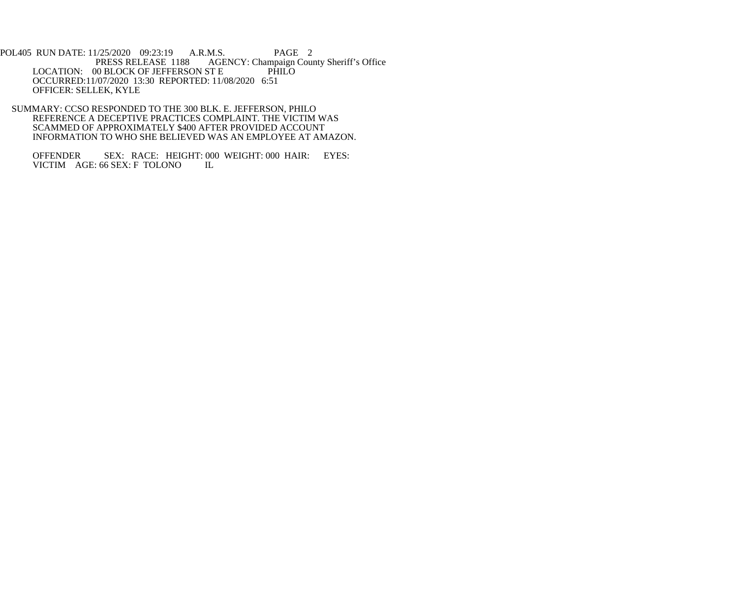POL405 RUN DATE: 11/25/2020 09:23:19 A.R.M.S. PAGE 2

PRESS RELEASE 1188 AGENCY: Champaign County Sheriff's Office

LOCATION: 00 BLOCK OF JEFFERSON ST E PHILO

OCCURRED:11/07/2020 13:30 REPORTED: 11/08/2020 6:51

OFFICER: SELLEK, KYLE

SUMMARY: CCSO RESPONDED TO THE 300 BLK. E. JEFFERSON, PHILO REFERENCE A DECEPTIVE PRACTICES COMPLAINT. THE VICTIM WAS SCAMMED OF APPROXIMATELY $400 AFTER PROVIDED ACCOUNT INFORMATION TO WHO SHE BELIEVED WAS AN EMPLOYEE AT AMAZON.

OFFENDER SEX: RACE: HEIGHT: 000 WEIGHT: 000 HAIR: EYES:

VICTIM AGE: 66 SEX: F TOLONO IL